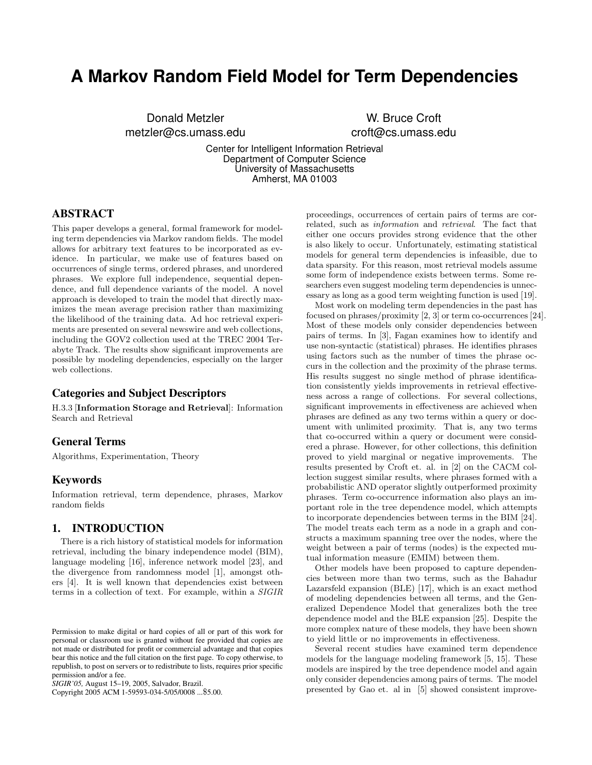# A Markov Random Field Model for Term Dependencies

Donald Metzler
metzler@cs.umass.edu

W. Bruce Croft
croft@cs.umass.edu

Center for Intelligent Information Retrieval
Department of Computer Science
University of Massachusetts
Amherst, MA 01003

## ABSTRACT

This paper develops a general, formal framework for modeling term dependencies via Markov random fields. The model allows for arbitrary text features to be incorporated as evidence. In particular, we make use of features based on occurrences of single terms, ordered phrases, and unordered phrases. We explore full independence, sequential dependence, and full dependence variants of the model. A novel approach is developed to train the model that directly maximizes the mean average precision rather than maximizing the likelihood of the training data. Ad hoc retrieval experiments are presented on several newswire and web collections, including the GOV2 collection used at the TREC 2004 Terabyte Track. The results show significant improvements are possible by modeling dependencies, especially on the larger web collections.

### Categories and Subject Descriptors

H.3.3 [**Information Storage and Retrieval**]: Information Search and Retrieval

### General Terms

Algorithms, Experimentation, Theory

### Keywords

Information retrieval, term dependence, phrases, Markov random fields

## 1. INTRODUCTION

There is a rich history of statistical models for information retrieval, including the binary independence model (BIM), language modeling [16], inference network model [23], and the divergence from randomness model [1], amongst others [4]. It is well known that dependencies exist between terms in a collection of text. For example, within a *SIGIR* proceedings, occurrences of certain pairs of terms are correlated, such as *information* and *retrieval*. The fact that either one occurs provides strong evidence that the other is also likely to occur. Unfortunately, estimating statistical models for general term dependencies is infeasible, due to data sparsity. For this reason, most retrieval models assume some form of independence exists between terms. Some researchers even suggest modeling term dependencies is unnecessary as long as a good term weighting function is used [19].

Most work on modeling term dependencies in the past has focused on phrases/proximity [2, 3] or term co-occurrences [24]. Most of these models only consider dependencies between pairs of terms. In [3], Fagan examines how to identify and use non-syntactic (statistical) phrases. He identifies phrases using factors such as the number of times the phrase occurs in the collection and the proximity of the phrase terms. His results suggest no single method of phrase identification consistently yields improvements in retrieval effectiveness across a range of collections. For several collections, significant improvements in effectiveness are achieved when phrases are defined as any two terms within a query or document with unlimited proximity. That is, any two terms that co-occurred within a query or document were considered a phrase. However, for other collections, this definition proved to yield marginal or negative improvements. The results presented by Croft et. al. in [2] on the CACM collection suggest similar results, where phrases formed with a probabilistic AND operator slightly outperformed proximity phrases. Term co-occurrence information also plays an important role in the tree dependence model, which attempts to incorporate dependencies between terms in the BIM [24]. The model treats each term as a node in a graph and constructs a maximum spanning tree over the nodes, where the weight between a pair of terms (nodes) is the expected mutual information measure (EMIM) between them.

Other models have been proposed to capture dependencies between more than two terms, such as the Bahadur Lazarsfeld expansion (BLE) [17], which is an exact method of modeling dependencies between all terms, and the Generalized Dependence Model that generalizes both the tree dependence model and the BLE expansion [25]. Despite the more complex nature of these models, they have been shown to yield little or no improvements in effectiveness.

Several recent studies have examined term dependence models for the language modeling framework [5, 15]. These models are inspired by the tree dependence model and again only consider dependencies among pairs of terms. The model presented by Gao et. al in [5] showed consistent improve-

Permission to make digital or hard copies of all or part of this work for personal or classroom use is granted without fee provided that copies are not made or distributed for profit or commercial advantage and that copies bear this notice and the full citation on the first page. To copy otherwise, to republish, to post on servers or to redistribute to lists, requires prior specific permission and/or a fee.
*SIGIR'05,* August 15–19, 2005, Salvador, Brazil.
Copyright 2005 ACM 1-59593-034-5/05/0008 ...$5.00.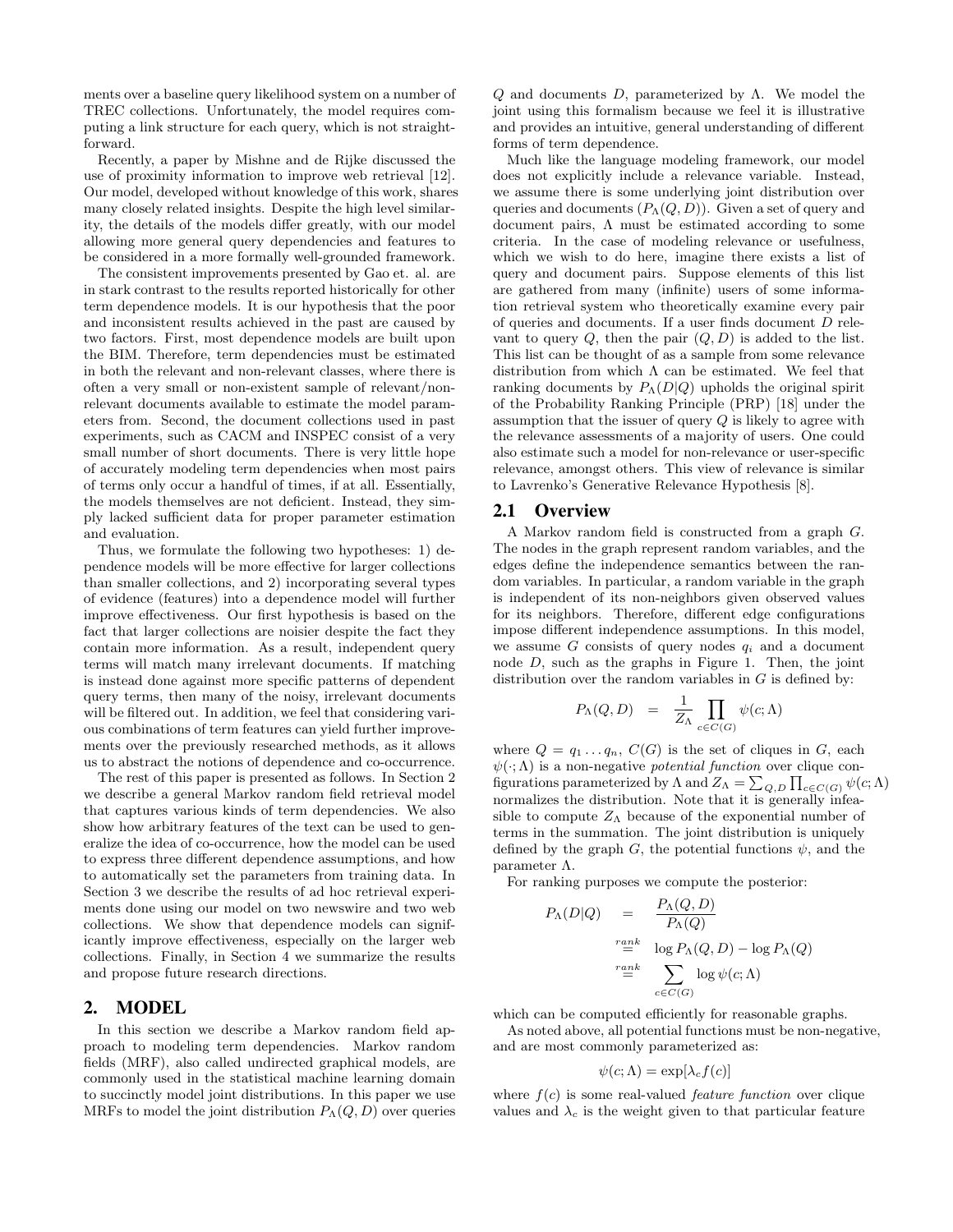ments over a baseline query likelihood system on a number of TREC collections. Unfortunately, the model requires computing a link structure for each query, which is not straightforward.

Recently, a paper by Mishne and de Rijke discussed the use of proximity information to improve web retrieval [12]. Our model, developed without knowledge of this work, shares many closely related insights. Despite the high level similarity, the details of the models differ greatly, with our model allowing more general query dependencies and features to be considered in a more formally well-grounded framework.

The consistent improvements presented by Gao et. al. are in stark contrast to the results reported historically for other term dependence models. It is our hypothesis that the poor and inconsistent results achieved in the past are caused by two factors. First, most dependence models are built upon the BIM. Therefore, term dependencies must be estimated in both the relevant and non-relevant classes, where there is often a very small or non-existent sample of relevant/non-relevant documents available to estimate the model parameters from. Second, the document collections used in past experiments, such as CACM and INSPEC consist of a very small number of short documents. There is very little hope of accurately modeling term dependencies when most pairs of terms only occur a handful of times, if at all. Essentially, the models themselves are not deficient. Instead, they simply lacked sufficient data for proper parameter estimation and evaluation.

Thus, we formulate the following two hypotheses: 1) dependence models will be more effective for larger collections than smaller collections, and 2) incorporating several types of evidence (features) into a dependence model will further improve effectiveness. Our first hypothesis is based on the fact that larger collections are noisier despite the fact they contain more information. As a result, independent query terms will match many irrelevant documents. If matching is instead done against more specific patterns of dependent query terms, then many of the noisy, irrelevant documents will be filtered out. In addition, we feel that considering various combinations of term features can yield further improvements over the previously researched methods, as it allows us to abstract the notions of dependence and co-occurrence.

The rest of this paper is presented as follows. In Section 2 we describe a general Markov random field retrieval model that captures various kinds of term dependencies. We also show how arbitrary features of the text can be used to generalize the idea of co-occurrence, how the model can be used to express three different dependence assumptions, and how to automatically set the parameters from training data. In Section 3 we describe the results of ad hoc retrieval experiments done using our model on two newswire and two web collections. We show that dependence models can significantly improve effectiveness, especially on the larger web collections. Finally, in Section 4 we summarize the results and propose future research directions.

## 2. MODEL

In this section we describe a Markov random field approach to modeling term dependencies. Markov random fields (MRF), also called undirected graphical models, are commonly used in the statistical machine learning domain to succinctly model joint distributions. In this paper we use MRFs to model the joint distribution $P_\Lambda(Q, D)$ over queries $Q$ and documents $D$, parameterized by $\Lambda$. We model the joint using this formalism because we feel it is illustrative and provides an intuitive, general understanding of different forms of term dependence.

Much like the language modeling framework, our model does not explicitly include a relevance variable. Instead, we assume there is some underlying joint distribution over queries and documents ($P_\Lambda(Q, D)$). Given a set of query and document pairs, $\Lambda$ must be estimated according to some criteria. In the case of modeling relevance or usefulness, which we wish to do here, imagine there exists a list of query and document pairs. Suppose elements of this list are gathered from many (infinite) users of some information retrieval system who theoretically examine every pair of queries and documents. If a user finds document $D$ relevant to query $Q$, then the pair $(Q, D)$ is added to the list. This list can be thought of as a sample from some relevance distribution from which $\Lambda$ can be estimated. We feel that ranking documents by $P_\Lambda(D|Q)$ upholds the original spirit of the Probability Ranking Principle (PRP) [18] under the assumption that the issuer of query $Q$ is likely to agree with the relevance assessments of a majority of users. One could also estimate such a model for non-relevance or user-specific relevance, amongst others. This view of relevance is similar to Lavrenko's Generative Relevance Hypothesis [8].

### 2.1 Overview

A Markov random field is constructed from a graph $G$. The nodes in the graph represent random variables, and the edges define the independence semantics between the random variables. In particular, a random variable in the graph is independent of its non-neighbors given observed values for its neighbors. Therefore, different edge configurations impose different independence assumptions. In this model, we assume $G$ consists of query nodes $q_i$ and a document node $D$, such as the graphs in Figure 1. Then, the joint distribution over the random variables in $G$ is defined by:

$$P_\Lambda(Q, D) = \frac{1}{Z_\Lambda} \prod_{c \in C(G)} \psi(c; \Lambda)$$

where $Q = q_1 \ldots q_n$, $C(G)$ is the set of cliques in $G$, each $\psi(\cdot; \Lambda)$ is a non-negative *potential function* over clique configurations parameterized by $\Lambda$ and $Z_\Lambda = \sum_{Q,D} \prod_{c \in C(G)} \psi(c; \Lambda)$ normalizes the distribution. Note that it is generally infeasible to compute $Z_\Lambda$ because of the exponential number of terms in the summation. The joint distribution is uniquely defined by the graph $G$, the potential functions $\psi$, and the parameter $\Lambda$.

For ranking purposes we compute the posterior:

$$\begin{aligned} P_\Lambda(D|Q) &= \frac{P_\Lambda(Q, D)}{P_\Lambda(Q)} \\ &\stackrel{rank}{=} \log P_\Lambda(Q, D) - \log P_\Lambda(Q) \\ &\stackrel{rank}{=} \sum_{c \in C(G)} \log \psi(c; \Lambda) \end{aligned}$$

which can be computed efficiently for reasonable graphs.

As noted above, all potential functions must be non-negative, and are most commonly parameterized as:

$$\psi(c; \Lambda) = \exp[\lambda_c f(c)]$$

where $f(c)$ is some real-valued *feature function* over clique values and $\lambda_c$ is the weight given to that particular feature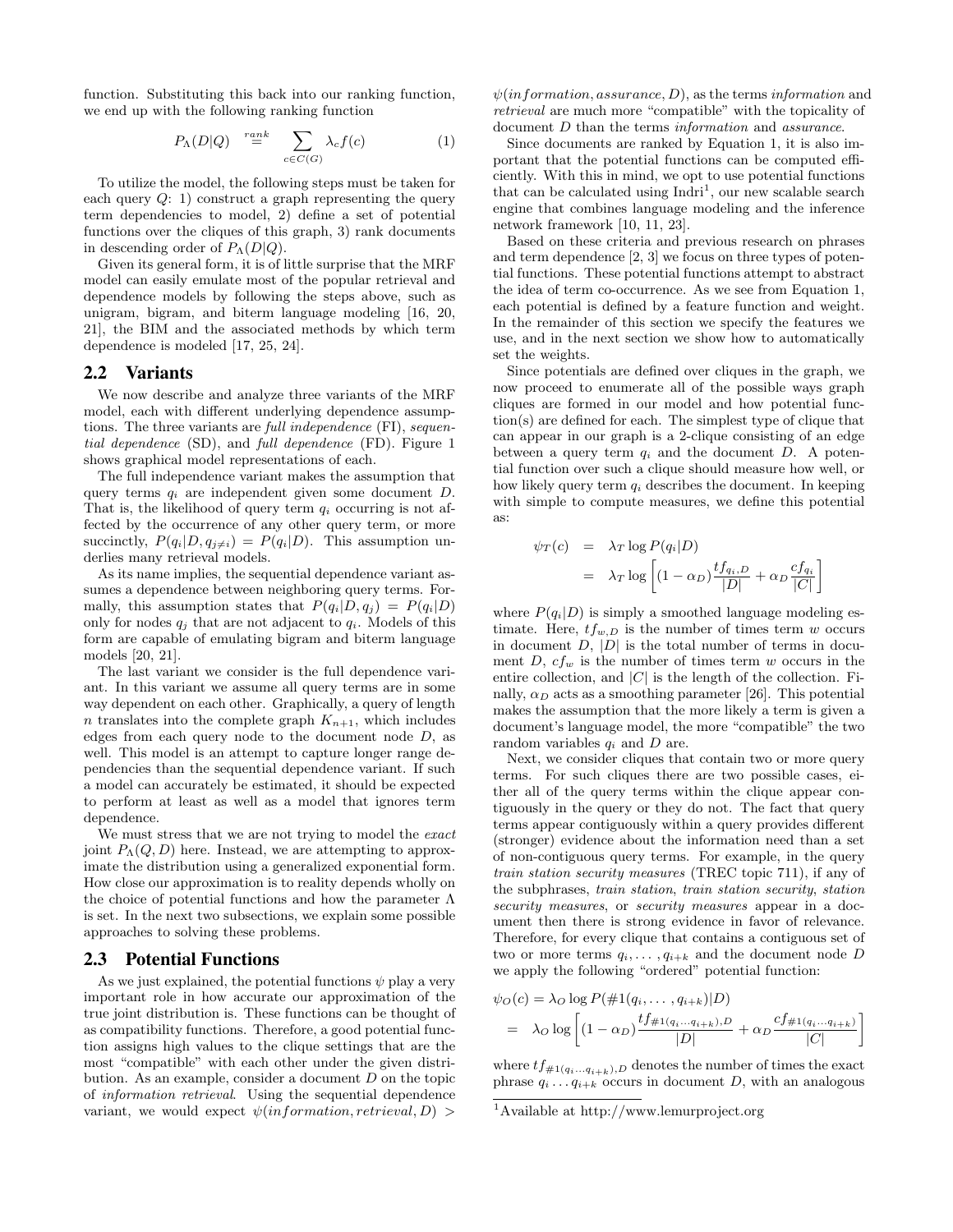function. Substituting this back into our ranking function, we end up with the following ranking function

$$P_\Lambda(D|Q) \stackrel{rank}{=} \sum_{c \in C(G)} \lambda_c f(c) \quad (1)$$

To utilize the model, the following steps must be taken for each query $Q$: 1) construct a graph representing the query term dependencies to model, 2) define a set of potential functions over the cliques of this graph, 3) rank documents in descending order of $P_\Lambda(D|Q)$.

Given its general form, it is of little surprise that the MRF model can easily emulate most of the popular retrieval and dependence models by following the steps above, such as unigram, bigram, and biterm language modeling [16, 20, 21], the BIM and the associated methods by which term dependence is modeled [17, 25, 24].

## 2.2 Variants

We now describe and analyze three variants of the MRF model, each with different underlying dependence assumptions. The three variants are *full independence* (FI), *sequential dependence* (SD), and *full dependence* (FD). Figure 1 shows graphical model representations of each.

The full independence variant makes the assumption that query terms $q_i$ are independent given some document $D$. That is, the likelihood of query term $q_i$ occurring is not affected by the occurrence of any other query term, or more succinctly, $P(q_i|D, q_{j \neq i}) = P(q_i|D)$. This assumption underlies many retrieval models.

As its name implies, the sequential dependence variant assumes a dependence between neighboring query terms. Formally, this assumption states that $P(q_i|D, q_j) = P(q_i|D)$ only for nodes $q_j$ that are not adjacent to $q_i$. Models of this form are capable of emulating bigram and biterm language models [20, 21].

The last variant we consider is the full dependence variant. In this variant we assume all query terms are in some way dependent on each other. Graphically, a query of length $n$ translates into the complete graph $K_{n+1}$, which includes edges from each query node to the document node $D$, as well. This model is an attempt to capture longer range dependencies than the sequential dependence variant. If such a model can accurately be estimated, it should be expected to perform at least as well as a model that ignores term dependence.

We must stress that we are not trying to model the *exact* joint $P_\Lambda(Q, D)$ here. Instead, we are attempting to approximate the distribution using a generalized exponential form. How close our approximation is to reality depends wholly on the choice of potential functions and how the parameter $\Lambda$ is set. In the next two subsections, we explain some possible approaches to solving these problems.

## 2.3 Potential Functions

As we just explained, the potential functions $\psi$ play a very important role in how accurate our approximation of the true joint distribution is. These functions can be thought of as compatibility functions. Therefore, a good potential function assigns high values to the clique settings that are the most "compatible" with each other under the given distribution. As an example, consider a document $D$ on the topic of *information retrieval*. Using the sequential dependence variant, we would expect $\psi(information, retrieval, D) > \psi(information, assurance, D)$, as the terms *information* and *retrieval* are much more "compatible" with the topicality of document $D$ than the terms *information* and *assurance*.

Since documents are ranked by Equation 1, it is also important that the potential functions can be computed efficiently. With this in mind, we opt to use potential functions that can be calculated using Indri[1], our new scalable search engine that combines language modeling and the inference network framework [10, 11, 23].

Based on these criteria and previous research on phrases and term dependence [2, 3] we focus on three types of potential functions. These potential functions attempt to abstract the idea of term co-occurrence. As we see from Equation 1, each potential is defined by a feature function and weight. In the remainder of this section we specify the features we use, and in the next section we show how to automatically set the weights.

Since potentials are defined over cliques in the graph, we now proceed to enumerate all of the possible ways graph cliques are formed in our model and how potential function(s) are defined for each. The simplest type of clique that can appear in our graph is a 2-clique consisting of an edge between a query term $q_i$ and the document $D$. A potential function over such a clique should measure how well, or how likely query term $q_i$ describes the document. In keeping with simple to compute measures, we define this potential as:

$$\begin{aligned}\psi_T(c) &= \lambda_T \log P(q_i|D) \\ &= \lambda_T \log \left[(1-\alpha_D)\frac{tf_{q_i,D}}{|D|} + \alpha_D \frac{cf_{q_i}}{|C|}\right]\end{aligned}$$

where $P(q_i|D)$ is simply a smoothed language modeling estimate. Here, $tf_{w,D}$ is the number of times term $w$ occurs in document $D$, $|D|$ is the total number of terms in document $D$, $cf_w$ is the number of times term $w$ occurs in the entire collection, and $|C|$ is the length of the collection. Finally, $\alpha_D$ acts as a smoothing parameter [26]. This potential makes the assumption that the more likely a term is given a document's language model, the more "compatible" the two random variables $q_i$ and $D$ are.

Next, we consider cliques that contain two or more query terms. For such cliques there are two possible cases, either all of the query terms within the clique appear contiguously in the query or they do not. The fact that query terms appear contiguously within a query provides different (stronger) evidence about the information need than a set of non-contiguous query terms. For example, in the query *train station security measures* (TREC topic 711), if any of the subphrases, *train station*, *train station security*, *station security measures*, or *security measures* appear in a document then there is strong evidence in favor of relevance. Therefore, for every clique that contains a contiguous set of two or more terms $q_i, \ldots, q_{i+k}$ and the document node $D$ we apply the following "ordered" potential function:

$$\begin{aligned}&\psi_O(c) = \lambda_O \log P(\#1(q_i, \ldots, q_{i+k})|D) \\ &= \lambda_O \log \left[(1-\alpha_D)\frac{tf_{\#1(q_i \ldots q_{i+k}),D}}{|D|} + \alpha_D \frac{cf_{\#1(q_i \ldots q_{i+k})}}{|C|}\right]\end{aligned}$$

where $tf_{\#1(q_i \ldots q_{i+k}),D}$ denotes the number of times the exact phrase $q_i \ldots q_{i+k}$ occurs in document $D$, with an analogous

[1] Available at http://www.lemurproject.org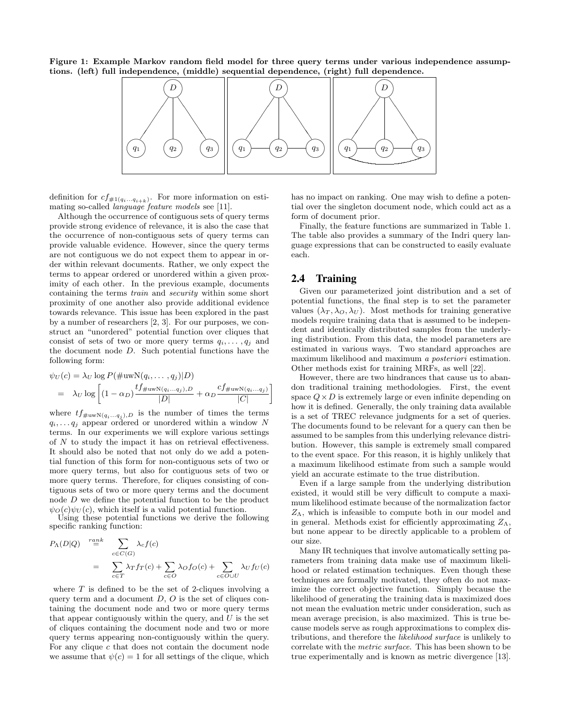**Figure 1: Example Markov random field model for three query terms under various independence assumptions. (left) full independence, (middle) sequential dependence, (right) full dependence.**

definition for $cf_{\#1(q_i \ldots q_{i+k})}$. For more information on estimating so-called *language feature models* see [11].

Although the occurrence of contiguous sets of query terms provide strong evidence of relevance, it is also the case that the occurrence of non-contiguous sets of query terms can provide valuable evidence. However, since the query terms are not contiguous we do not expect them to appear in order within relevant documents. Rather, we only expect the terms to appear ordered or unordered within a given proximity of each other. In the previous example, documents containing the terms *train* and *security* within some short proximity of one another also provide additional evidence towards relevance. This issue has been explored in the past by a number of researchers [2, 3]. For our purposes, we construct an "unordered" potential function over cliques that consist of sets of two or more query terms $q_i, \ldots, q_j$ and the document node $D$. Such potential functions have the following form:

$$
\begin{aligned}
\psi_U(c) &= \lambda_U \log P(\#\text{uwN}(q_i, \ldots, q_j)|D) \\
&= \lambda_U \log \left[ (1 - \alpha_D) \frac{tf_{\#\text{uwN}(q_i \ldots q_j), D}}{|D|} + \alpha_D \frac{cf_{\#\text{uwN}(q_i \ldots q_j)}}{|C|} \right]
\end{aligned}
$$

where $tf_{\#\text{uwN}(q_i \ldots q_j), D}$ is the number of times the terms $q_i, \ldots q_j$ appear ordered or unordered within a window $N$ terms. In our experiments we will explore various settings of $N$ to study the impact it has on retrieval effectiveness. It should also be noted that not only do we add a potential function of this form for non-contiguous sets of two or more query terms, but also for contiguous sets of two or more query terms. Therefore, for cliques consisting of contiguous sets of two or more query terms and the document node $D$ we define the potential function to be the product $\psi_O(c)\psi_U(c)$, which itself is a valid potential function.

Using these potential functions we derive the following specific ranking function:

$$
\begin{aligned}
P_\Lambda(D|Q) &\stackrel{rank}{=} \sum_{c \in C(G)} \lambda_c f(c) \\
&= \sum_{c \in T} \lambda_T f_T(c) + \sum_{c \in O} \lambda_O f_O(c) + \sum_{c \in O \cup U} \lambda_U f_U(c)
\end{aligned}
$$

where $T$ is defined to be the set of 2-cliques involving a query term and a document $D$, $O$ is the set of cliques containing the document node and two or more query terms that appear contiguously within the query, and $U$ is the set of cliques containing the document node and two or more query terms appearing non-contiguously within the query. For any clique $c$ that does not contain the document node we assume that $\psi(c) = 1$ for all settings of the clique, which has no impact on ranking. One may wish to define a potential over the singleton document node, which could act as a form of document prior.

Finally, the feature functions are summarized in Table 1. The table also provides a summary of the Indri query language expressions that can be constructed to easily evaluate each.

## 2.4 Training

Given our parameterized joint distribution and a set of potential functions, the final step is to set the parameter values $(\lambda_T, \lambda_O, \lambda_U)$. Most methods for training generative models require training data that is assumed to be independent and identically distributed samples from the underlying distribution. From this data, the model parameters are estimated in various ways. Two standard approaches are maximum likelihood and maximum *a posteriori* estimation. Other methods exist for training MRFs, as well [22].

However, there are two hindrances that cause us to abandon traditional training methodologies. First, the event space $Q \times D$ is extremely large or even infinite depending on how it is defined. Generally, the only training data available is a set of TREC relevance judgments for a set of queries. The documents found to be relevant for a query can then be assumed to be samples from this underlying relevance distribution. However, this sample is extremely small compared to the event space. For this reason, it is highly unlikely that a maximum likelihood estimate from such a sample would yield an accurate estimate to the true distribution.

Even if a large sample from the underlying distribution existed, it would still be very difficult to compute a maximum likelihood estimate because of the normalization factor $Z_\Lambda$, which is infeasible to compute both in our model and in general. Methods exist for efficiently approximating $Z_\Lambda$, but none appear to be directly applicable to a problem of our size.

Many IR techniques that involve automatically setting parameters from training data make use of maximum likelihood or related estimation techniques. Even though these techniques are formally motivated, they often do not maximize the correct objective function. Simply because the likelihood of generating the training data is maximized does not mean the evaluation metric under consideration, such as mean average precision, is also maximized. This is true because models serve as rough approximations to complex distributions, and therefore the *likelihood surface* is unlikely to correlate with the *metric surface*. This has been shown to be true experimentally and is known as metric divergence [13].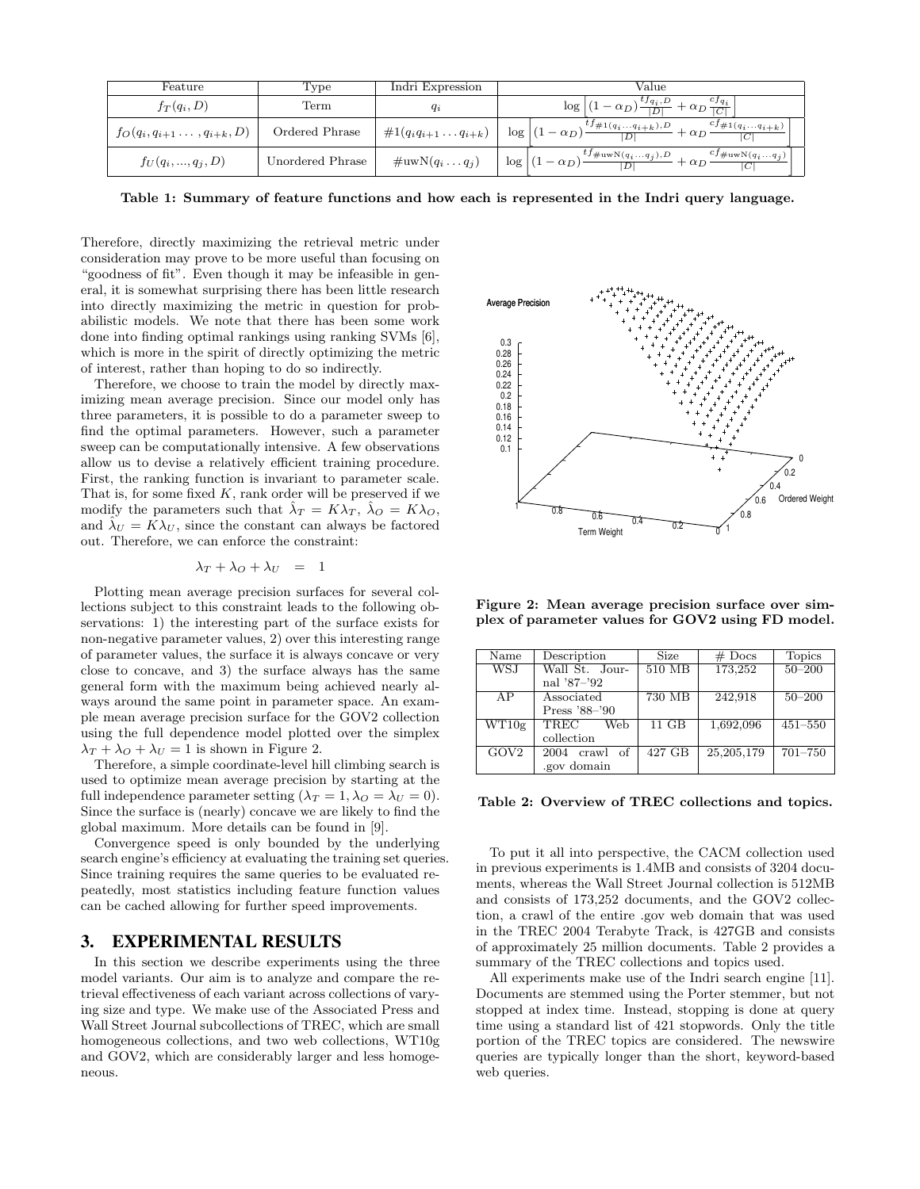| Feature | Type | Indri Expression | Value |
|---|---|---|---|
| $f_T(q_i, D)$ | Term | $q_i$ | $\log\left[(1-\alpha_D)\frac{tf_{q_i,D}}{\|D\|} + \alpha_D \frac{cf_{q_i}}{\|C\|}\right]$ |
| $f_O(q_i, q_{i+1}\ldots, q_{i+k}, D)$ | Ordered Phrase | $\#1(q_i q_{i+1} \ldots q_{i+k})$ | $\log\left[(1-\alpha_D)\frac{tf_{\#1(q_i \ldots q_{i+k}),D}}{\|D\|} + \alpha_D \frac{cf_{\#1(q_i \ldots q_{i+k})}}{\|C\|}\right]$ |
| $f_U(q_i, ..., q_j, D)$ | Unordered Phrase | $\#\text{uwN}(q_i \ldots q_j)$ | $\log\left[(1-\alpha_D)\frac{tf_{\#\text{uwN}(q_i \ldots q_j),D}}{\|D\|} + \alpha_D \frac{cf_{\#\text{uwN}(q_i \ldots q_j)}}{\|C\|}\right]$ |

**Table 1: Summary of feature functions and how each is represented in the Indri query language.**

Therefore, directly maximizing the retrieval metric under consideration may prove to be more useful than focusing on "goodness of fit". Even though it may be infeasible in general, it is somewhat surprising there has been little research into directly maximizing the metric in question for probabilistic models. We note that there has been some work done into finding optimal rankings using ranking SVMs [6], which is more in the spirit of directly optimizing the metric of interest, rather than hoping to do so indirectly.

Therefore, we choose to train the model by directly maximizing mean average precision. Since our model only has three parameters, it is possible to do a parameter sweep to find the optimal parameters. However, such a parameter sweep can be computationally intensive. A few observations allow us to devise a relatively efficient training procedure. First, the ranking function is invariant to parameter scale. That is, for some fixed $K$, rank order will be preserved if we modify the parameters such that $\hat{\lambda}_T = K\lambda_T$, $\hat{\lambda}_O = K\lambda_O$, and $\hat{\lambda}_U = K\lambda_U$, since the constant can always be factored out. Therefore, we can enforce the constraint:

$$\lambda_T + \lambda_O + \lambda_U \quad = \quad 1$$

Plotting mean average precision surfaces for several collections subject to this constraint leads to the following observations: 1) the interesting part of the surface exists for non-negative parameter values, 2) over this interesting range of parameter values, the surface it is always concave or very close to concave, and 3) the surface always has the same general form with the maximum being achieved nearly always around the same point in parameter space. An example mean average precision surface for the GOV2 collection using the full dependence model plotted over the simplex $\lambda_T + \lambda_O + \lambda_U = 1$ is shown in Figure 2.

Therefore, a simple coordinate-level hill climbing search is used to optimize mean average precision by starting at the full independence parameter setting ($\lambda_T = 1, \lambda_O = \lambda_U = 0$). Since the surface is (nearly) concave we are likely to find the global maximum. More details can be found in [9].

Convergence speed is only bounded by the underlying search engine's efficiency at evaluating the training set queries. Since training requires the same queries to be evaluated repeatedly, most statistics including feature function values can be cached allowing for further speed improvements.

**Figure 2: Mean average precision surface over simplex of parameter values for GOV2 using FD model.**

| Name | Description | Size | # Docs | Topics |
|---|---|---|---|---|
| WSJ | Wall St. Journal '87–'92 | 510 MB | 173,252 | 50–200 |
| AP | Associated Press '88–'90 | 730 MB | 242,918 | 50–200 |
| WT10g | TREC Web collection | 11 GB | 1,692,096 | 451–550 |
| GOV2 | 2004 crawl of .gov domain | 427 GB | 25,205,179 | 701–750 |

**Table 2: Overview of TREC collections and topics.**

## 3. EXPERIMENTAL RESULTS

In this section we describe experiments using the three model variants. Our aim is to analyze and compare the retrieval effectiveness of each variant across collections of varying size and type. We make use of the Associated Press and Wall Street Journal subcollections of TREC, which are small homogeneous collections, and two web collections, WT10g and GOV2, which are considerably larger and less homogeneous.

To put it all into perspective, the CACM collection used in previous experiments is 1.4MB and consists of 3204 documents, whereas the Wall Street Journal collection is 512MB and consists of 173,252 documents, and the GOV2 collection, a crawl of the entire .gov web domain that was used in the TREC 2004 Terabyte Track, is 427GB and consists of approximately 25 million documents. Table 2 provides a summary of the TREC collections and topics used.

All experiments make use of the Indri search engine [11]. Documents are stemmed using the Porter stemmer, but not stopped at index time. Instead, stopping is done at query time using a standard list of 421 stopwords. Only the title portion of the TREC topics are considered. The newswire queries are typically longer than the short, keyword-based web queries.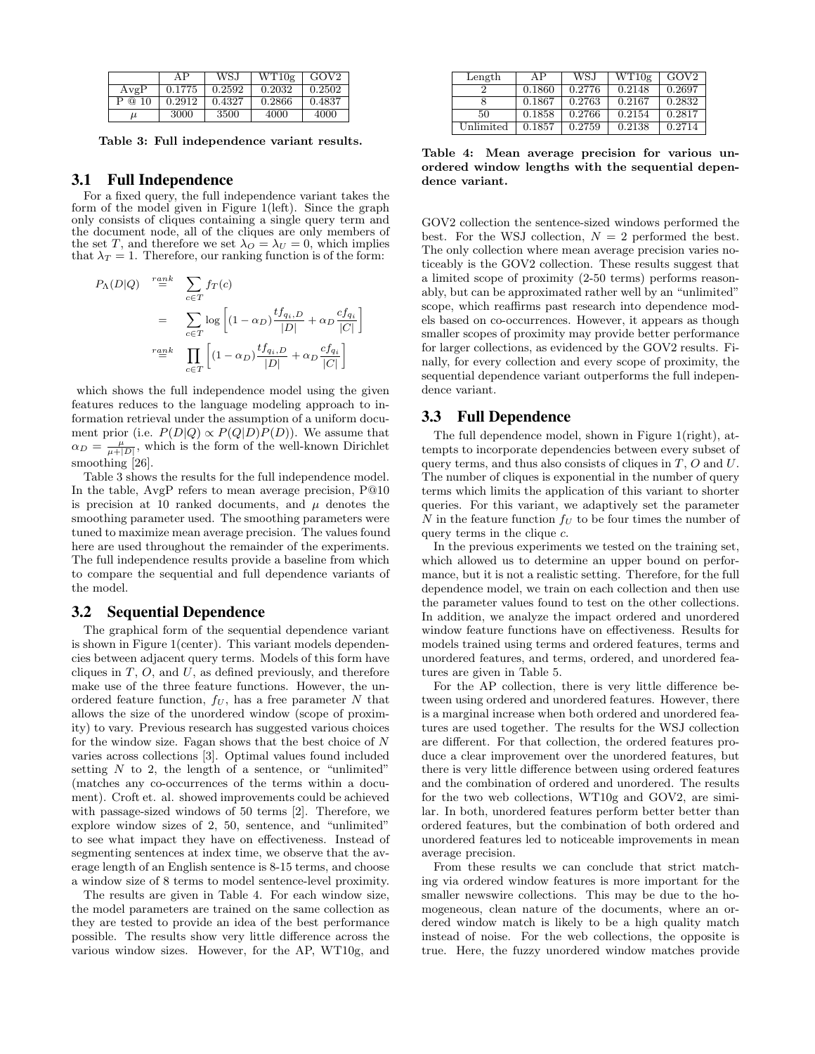|  | AP | WSJ | WT10g | GOV2 |
| --- | --- | --- | --- | --- |
| AvgP | 0.1775 | 0.2592 | 0.2032 | 0.2502 |
| P @ 10 | 0.2912 | 0.4327 | 0.2866 | 0.4837 |
| $\mu$ | 3000 | 3500 | 4000 | 4000 |

**Table 3: Full independence variant results.**

### 3.1 Full Independence

For a fixed query, the full independence variant takes the form of the model given in Figure 1(left). Since the graph only consists of cliques containing a single query term and the document node, all of the cliques are only members of the set $T$, and therefore we set $\lambda_O = \lambda_U = 0$, which implies that $\lambda_T = 1$. Therefore, our ranking function is of the form:

$$
\begin{aligned}
P_\Lambda(D|Q) &\stackrel{rank}{=} \sum_{c \in T} f_T(c) \\
&= \sum_{c \in T} \log \left[ (1 - \alpha_D) \frac{tf_{q_i,D}}{|D|} + \alpha_D \frac{cf_{q_i}}{|C|} \right] \\
&\stackrel{rank}{=} \prod_{c \in T} \left[ (1 - \alpha_D) \frac{tf_{q_i,D}}{|D|} + \alpha_D \frac{cf_{q_i}}{|C|} \right]
\end{aligned}
$$

which shows the full independence model using the given features reduces to the language modeling approach to information retrieval under the assumption of a uniform document prior (i.e. $P(D|Q) \propto P(Q|D)P(D)$). We assume that $\alpha_D = \frac{\mu}{\mu + |D|}$, which is the form of the well-known Dirichlet smoothing [26].

Table 3 shows the results for the full independence model. In the table, AvgP refers to mean average precision, P@10 is precision at 10 ranked documents, and $\mu$ denotes the smoothing parameter used. The smoothing parameters were tuned to maximize mean average precision. The values found here are used throughout the remainder of the experiments. The full independence results provide a baseline from which to compare the sequential and full dependence variants of the model.

### 3.2 Sequential Dependence

The graphical form of the sequential dependence variant is shown in Figure 1(center). This variant models dependencies between adjacent query terms. Models of this form have cliques in $T$, $O$, and $U$, as defined previously, and therefore make use of the three feature functions. However, the unordered feature function, $f_U$, has a free parameter $N$ that allows the size of the unordered window (scope of proximity) to vary. Previous research has suggested various choices for the window size. Fagan shows that the best choice of $N$ varies across collections [3]. Optimal values found included setting $N$ to 2, the length of a sentence, or "unlimited" (matches any co-occurrences of the terms within a document). Croft et. al. showed improvements could be achieved with passage-sized windows of 50 terms [2]. Therefore, we explore window sizes of 2, 50, sentence, and "unlimited" to see what impact they have on effectiveness. Instead of segmenting sentences at index time, we observe that the average length of an English sentence is 8-15 terms, and choose a window size of 8 terms to model sentence-level proximity.

The results are given in Table 4. For each window size, the model parameters are trained on the same collection as they are tested to provide an idea of the best performance possible. The results show very little difference across the various window sizes. However, for the AP, WT10g, and GOV2 collection the sentence-sized windows performed the best. For the WSJ collection, $N = 2$ performed the best. The only collection where mean average precision varies noticeably is the GOV2 collection. These results suggest that a limited scope of proximity (2-50 terms) performs reasonably, but can be approximated rather well by an "unlimited" scope, which reaffirms past research into dependence models based on co-occurrences. However, it appears as though smaller scopes of proximity may provide better performance for larger collections, as evidenced by the GOV2 results. Finally, for every collection and every scope of proximity, the sequential dependence variant outperforms the full independence variant.

| Length | AP | WSJ | WT10g | GOV2 |
| --- | --- | --- | --- | --- |
| 2 | 0.1860 | 0.2776 | 0.2148 | 0.2697 |
| 8 | 0.1867 | 0.2763 | 0.2167 | 0.2832 |
| 50 | 0.1858 | 0.2766 | 0.2154 | 0.2817 |
| Unlimited | 0.1857 | 0.2759 | 0.2138 | 0.2714 |

**Table 4: Mean average precision for various unordered window lengths with the sequential dependence variant.**

### 3.3 Full Dependence

The full dependence model, shown in Figure 1(right), attempts to incorporate dependencies between every subset of query terms, and thus also consists of cliques in $T$, $O$ and $U$. The number of cliques is exponential in the number of query terms which limits the application of this variant to shorter queries. For this variant, we adaptively set the parameter $N$ in the feature function $f_U$ to be four times the number of query terms in the clique $c$.

In the previous experiments we tested on the training set, which allowed us to determine an upper bound on performance, but it is not a realistic setting. Therefore, for the full dependence model, we train on each collection and then use the parameter values found to test on the other collections. In addition, we analyze the impact ordered and unordered window feature functions have on effectiveness. Results for models trained using terms and ordered features, terms and unordered features, and terms, ordered, and unordered features are given in Table 5.

For the AP collection, there is very little difference between using ordered and unordered features. However, there is a marginal increase when both ordered and unordered features are used together. The results for the WSJ collection are different. For that collection, the ordered features produce a clear improvement over the unordered features, but there is very little difference between using ordered features and the combination of ordered and unordered. The results for the two web collections, WT10g and GOV2, are similar. In both, unordered features perform better better than ordered features, but the combination of both ordered and unordered features led to noticeable improvements in mean average precision.

From these results we can conclude that strict matching via ordered window features is more important for the smaller newswire collections. This may be due to the homogeneous, clean nature of the documents, where an ordered window match is likely to be a high quality match instead of noise. For the web collections, the opposite is true. Here, the fuzzy unordered window matches provide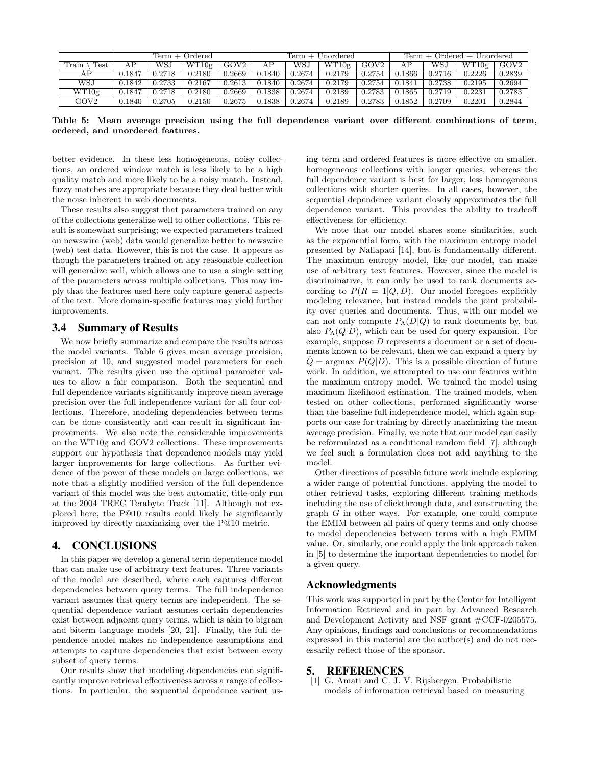| Train \ Test | Term + Ordered | | | | Term + Unordered | | | | Term + Ordered + Unordered | | | |
|---|---|---|---|---|---|---|---|---|---|---|---|---|
| | AP | WSJ | WT10g | GOV2 | AP | WSJ | WT10g | GOV2 | AP | WSJ | WT10g | GOV2 |
| AP | 0.1847 | 0.2718 | 0.2180 | 0.2669 | 0.1840 | 0.2674 | 0.2179 | 0.2754 | 0.1866 | 0.2716 | 0.2226 | 0.2839 |
| WSJ | 0.1842 | 0.2733 | 0.2167 | 0.2613 | 0.1840 | 0.2674 | 0.2179 | 0.2754 | 0.1841 | 0.2738 | 0.2195 | 0.2694 |
| WT10g | 0.1847 | 0.2718 | 0.2180 | 0.2669 | 0.1838 | 0.2674 | 0.2189 | 0.2783 | 0.1865 | 0.2719 | 0.2231 | 0.2783 |
| GOV2 | 0.1840 | 0.2705 | 0.2150 | 0.2675 | 0.1838 | 0.2674 | 0.2189 | 0.2783 | 0.1852 | 0.2709 | 0.2201 | 0.2844 |

**Table 5: Mean average precision using the full dependence variant over different combinations of term, ordered, and unordered features.**

better evidence. In these less homogeneous, noisy collections, an ordered window match is less likely to be a high quality match and more likely to be a noisy match. Instead, fuzzy matches are appropriate because they deal better with the noise inherent in web documents.

These results also suggest that parameters trained on any of the collections generalize well to other collections. This result is somewhat surprising; we expected parameters trained on newswire (web) data would generalize better to newswire (web) test data. However, this is not the case. It appears as though the parameters trained on any reasonable collection will generalize well, which allows one to use a single setting of the parameters across multiple collections. This may imply that the features used here only capture general aspects of the text. More domain-specific features may yield further improvements.

### 3.4 Summary of Results

We now briefly summarize and compare the results across the model variants. Table 6 gives mean average precision, precision at 10, and suggested model parameters for each variant. The results given use the optimal parameter values to allow a fair comparison. Both the sequential and full dependence variants significantly improve mean average precision over the full independence variant for all four collections. Therefore, modeling dependencies between terms can be done consistently and can result in significant improvements. We also note the considerable improvements on the WT10g and GOV2 collections. These improvements support our hypothesis that dependence models may yield larger improvements for large collections. As further evidence of the power of these models on large collections, we note that a slightly modified version of the full dependence variant of this model was the best automatic, title-only run at the 2004 TREC Terabyte Track [11]. Although not explored here, the P@10 results could likely be significantly improved by directly maximizing over the P@10 metric.

## 4. CONCLUSIONS

In this paper we develop a general term dependence model that can make use of arbitrary text features. Three variants of the model are described, where each captures different dependencies between query terms. The full independence variant assumes that query terms are independent. The sequential dependence variant assumes certain dependencies exist between adjacent query terms, which is akin to bigram and biterm language models [20, 21]. Finally, the full dependence model makes no independence assumptions and attempts to capture dependencies that exist between every subset of query terms.

Our results show that modeling dependencies can significantly improve retrieval effectiveness across a range of collections. In particular, the sequential dependence variant using term and ordered features is more effective on smaller, homogeneous collections with longer queries, whereas the full dependence variant is best for larger, less homogeneous collections with shorter queries. In all cases, however, the sequential dependence variant closely approximates the full dependence variant. This provides the ability to tradeoff effectiveness for efficiency.

We note that our model shares some similarities, such as the exponential form, with the maximum entropy model presented by Nallapati [14], but is fundamentally different. The maximum entropy model, like our model, can make use of arbitrary text features. However, since the model is discriminative, it can only be used to rank documents according to $P(R = 1|Q, D)$. Our model foregoes explicitly modeling relevance, but instead models the joint probability over queries and documents. Thus, with our model we can not only compute $P_\Lambda(D|Q)$ to rank documents by, but also $P_\Lambda(Q|D)$, which can be used for query expansion. For example, suppose $D$ represents a document or a set of documents known to be relevant, then we can expand a query by $\hat{Q} = \text{argmax } P(Q|D)$. This is a possible direction of future work. In addition, we attempted to use our features within the maximum entropy model. We trained the model using maximum likelihood estimation. The trained models, when tested on other collections, performed significantly worse than the baseline full independence model, which again supports our case for training by directly maximizing the mean average precision. Finally, we note that our model can easily be reformulated as a conditional random field [7], although we feel such a formulation does not add anything to the model.

Other directions of possible future work include exploring a wider range of potential functions, applying the model to other retrieval tasks, exploring different training methods including the use of clickthrough data, and constructing the graph $G$ in other ways. For example, one could compute the EMIM between all pairs of query terms and only choose to model dependencies between terms with a high EMIM value. Or, similarly, one could apply the link approach taken in [5] to determine the important dependencies to model for a given query.

## Acknowledgments

This work was supported in part by the Center for Intelligent Information Retrieval and in part by Advanced Research and Development Activity and NSF grant #CCF-0205575. Any opinions, findings and conclusions or recommendations expressed in this material are the author(s) and do not necessarily reflect those of the sponsor.

## 5. REFERENCES

[1] G. Amati and C. J. V. Rijsbergen. Probabilistic models of information retrieval based on measuring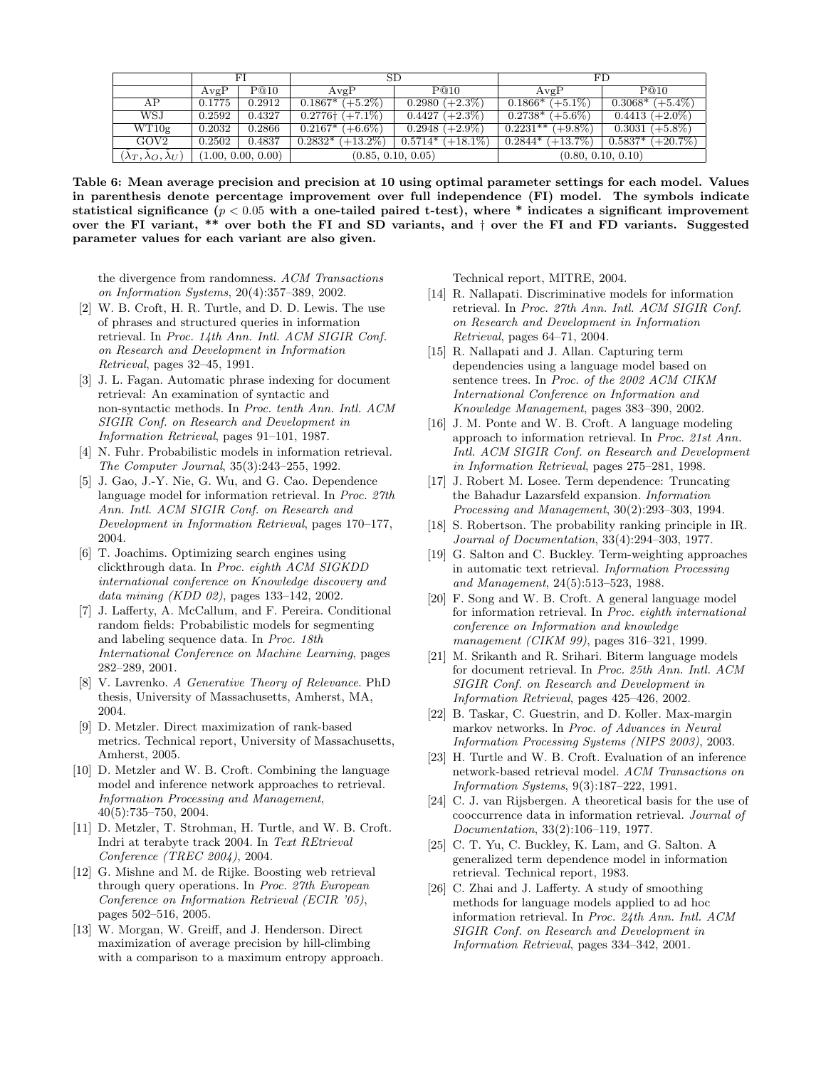| | FI | | SD | | FD | |
|---|---|---|---|---|---|---|
| | AvgP | P@10 | AvgP | P@10 | AvgP | P@10 |
| AP | 0.1775 | 0.2912 | 0.1867* (+5.2%) | 0.2980 (+2.3%) | 0.1866* (+5.1%) | 0.3068* (+5.4%) |
| WSJ | 0.2592 | 0.4327 | 0.2776† (+7.1%) | 0.4427 (+2.3%) | 0.2738* (+5.6%) | 0.4413 (+2.0%) |
| WT10g | 0.2032 | 0.2866 | 0.2167* (+6.6%) | 0.2948 (+2.9%) | 0.2231** (+9.8%) | 0.3031 (+5.8%) |
| GOV2 | 0.2502 | 0.4837 | 0.2832* (+13.2%) | 0.5714* (+18.1%) | 0.2844* (+13.7%) | 0.5837* (+20.7%) |
| $(\lambda_T, \lambda_O, \lambda_U)$ | (1.00, 0.00, 0.00) | | (0.85, 0.10, 0.05) | | (0.80, 0.10, 0.10) | |

**Table 6: Mean average precision and precision at 10 using optimal parameter settings for each model. Values in parenthesis denote percentage improvement over full independence (FI) model. The symbols indicate statistical significance ($p < 0.05$ with a one-tailed paired t-test), where * indicates a significant improvement over the FI variant, ** over both the FI and SD variants, and † over the FI and FD variants. Suggested parameter values for each variant are also given.**

the divergence from randomness. *ACM Transactions on Information Systems*, 20(4):357–389, 2002.

[2] W. B. Croft, H. R. Turtle, and D. D. Lewis. The use of phrases and structured queries in information retrieval. In *Proc. 14th Ann. Intl. ACM SIGIR Conf. on Research and Development in Information Retrieval*, pages 32–45, 1991.

[3] J. L. Fagan. Automatic phrase indexing for document retrieval: An examination of syntactic and non-syntactic methods. In *Proc. tenth Ann. Intl. ACM SIGIR Conf. on Research and Development in Information Retrieval*, pages 91–101, 1987.

[4] N. Fuhr. Probabilistic models in information retrieval. *The Computer Journal*, 35(3):243–255, 1992.

[5] J. Gao, J.-Y. Nie, G. Wu, and G. Cao. Dependence language model for information retrieval. In *Proc. 27th Ann. Intl. ACM SIGIR Conf. on Research and Development in Information Retrieval*, pages 170–177, 2004.

[6] T. Joachims. Optimizing search engines using clickthrough data. In *Proc. eighth ACM SIGKDD international conference on Knowledge discovery and data mining (KDD 02)*, pages 133–142, 2002.

[7] J. Lafferty, A. McCallum, and F. Pereira. Conditional random fields: Probabilistic models for segmenting and labeling sequence data. In *Proc. 18th International Conference on Machine Learning*, pages 282–289, 2001.

[8] V. Lavrenko. *A Generative Theory of Relevance*. PhD thesis, University of Massachusetts, Amherst, MA, 2004.

[9] D. Metzler. Direct maximization of rank-based metrics. Technical report, University of Massachusetts, Amherst, 2005.

[10] D. Metzler and W. B. Croft. Combining the language model and inference network approaches to retrieval. *Information Processing and Management*, 40(5):735–750, 2004.

[11] D. Metzler, T. Strohman, H. Turtle, and W. B. Croft. Indri at terabyte track 2004. In *Text REtrieval Conference (TREC 2004)*, 2004.

[12] G. Mishne and M. de Rijke. Boosting web retrieval through query operations. In *Proc. 27th European Conference on Information Retrieval (ECIR '05)*, pages 502–516, 2005.

[13] W. Morgan, W. Greiff, and J. Henderson. Direct maximization of average precision by hill-climbing with a comparison to a maximum entropy approach. Technical report, MITRE, 2004.

[14] R. Nallapati. Discriminative models for information retrieval. In *Proc. 27th Ann. Intl. ACM SIGIR Conf. on Research and Development in Information Retrieval*, pages 64–71, 2004.

[15] R. Nallapati and J. Allan. Capturing term dependencies using a language model based on sentence trees. In *Proc. of the 2002 ACM CIKM International Conference on Information and Knowledge Management*, pages 383–390, 2002.

[16] J. M. Ponte and W. B. Croft. A language modeling approach to information retrieval. In *Proc. 21st Ann. Intl. ACM SIGIR Conf. on Research and Development in Information Retrieval*, pages 275–281, 1998.

[17] J. Robert M. Losee. Term dependence: Truncating the Bahadur Lazarsfeld expansion. *Information Processing and Management*, 30(2):293–303, 1994.

[18] S. Robertson. The probability ranking principle in IR. *Journal of Documentation*, 33(4):294–303, 1977.

[19] G. Salton and C. Buckley. Term-weighting approaches in automatic text retrieval. *Information Processing and Management*, 24(5):513–523, 1988.

[20] F. Song and W. B. Croft. A general language model for information retrieval. In *Proc. eighth international conference on Information and knowledge management (CIKM 99)*, pages 316–321, 1999.

[21] M. Srikanth and R. Srihari. Biterm language models for document retrieval. In *Proc. 25th Ann. Intl. ACM SIGIR Conf. on Research and Development in Information Retrieval*, pages 425–426, 2002.

[22] B. Taskar, C. Guestrin, and D. Koller. Max-margin markov networks. In *Proc. of Advances in Neural Information Processing Systems (NIPS 2003)*, 2003.

[23] H. Turtle and W. B. Croft. Evaluation of an inference network-based retrieval model. *ACM Transactions on Information Systems*, 9(3):187–222, 1991.

[24] C. J. van Rijsbergen. A theoretical basis for the use of cooccurrence data in information retrieval. *Journal of Documentation*, 33(2):106–119, 1977.

[25] C. T. Yu, C. Buckley, K. Lam, and G. Salton. A generalized term dependence model in information retrieval. Technical report, 1983.

[26] C. Zhai and J. Lafferty. A study of smoothing methods for language models applied to ad hoc information retrieval. In *Proc. 24th Ann. Intl. ACM SIGIR Conf. on Research and Development in Information Retrieval*, pages 334–342, 2001.